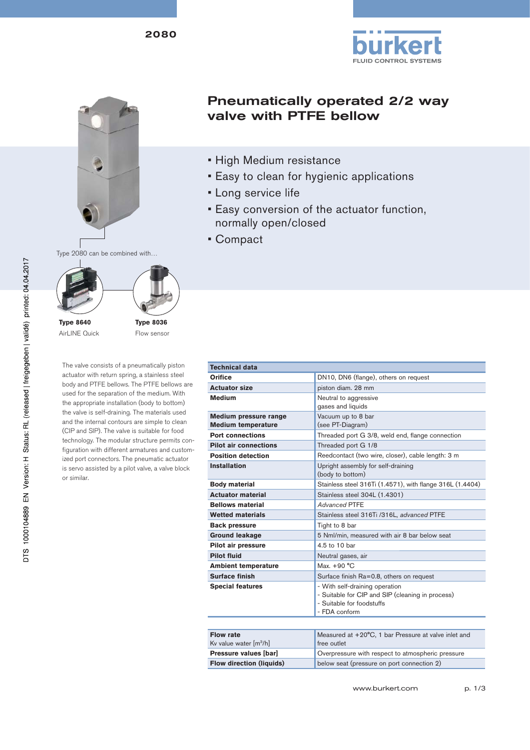2080

# Pneumatically operated 2/2 way valve with PTFE bellow

- High Medium resistance
- Easy to clean for hygienic applications
- Long service life
- Easy conversion of the actuator function, normally open/closed
- Compact

Type 2080 can be combined with…

**Type 8640**
AirLINE Quick

**Type 8036**
Flow sensor

The valve consists of a pneumatically piston actuator with return spring, a stainless steel body and PTFE bellows. The PTFE bellows are used for the separation of the medium. With the appropriate installation (body to bottom) the valve is self-draining. The materials used and the internal contours are simple to clean (CIP and SIP). The valve is suitable for food technology. The modular structure permits configuration with different armatures and customized port connectors. The pneumatic actuator is servo assisted by a pilot valve, a valve block or similar.

| Technical data | |
|---|---|
| **Orifice** | DN10, DN6 (flange), others on request |
| **Actuator size** | piston diam. 28 mm |
| **Medium** | Neutral to aggressive gases and liquids |
| **Medium pressure range** **Medium temperature** | Vacuum up to 8 bar (see PT-Diagram) |
| **Port connections** | Threaded port G 3/8, weld end, flange connection |
| **Pilot air connections** | Threaded port G 1/8 |
| **Position detection** | Reedcontact (two wire, closer), cable length: 3 m |
| **Installation** | Upright assembly for self-draining (body to bottom) |
| **Body material** | Stainless steel 316Ti (1.4571), with flange 316L (1.4404) |
| **Actuator material** | Stainless steel 304L (1.4301) |
| **Bellows material** | *Advanced* PTFE |
| **Wetted materials** | Stainless steel 316Ti /316L, *advanced* PTFE |
| **Back pressure** | Tight to 8 bar |
| **Ground leakage** | 5 Nml/min, measured with air 8 bar below seat |
| **Pilot air pressure** | 4.5 to 10 bar |
| **Pilot fluid** | Neutral gases, air |
| **Ambient temperature** | Max. +90 °C |
| **Surface finish** | Surface finish Ra=0.8, others on request |
| **Special features** | - With self-draining operation<br>- Suitable for CIP and SIP (cleaning in process)<br>- Suitable for foodstuffs<br>- FDA conform |

| | |
|---|---|
| **Flow rate** Kv value water [m³/h] | Measured at +20°C, 1 bar Pressure at valve inlet and free outlet |
| **Pressure values [bar]** | Overpressure with respect to atmospheric pressure |
| **Flow direction (liquids)** | below seat (pressure on port connection 2) |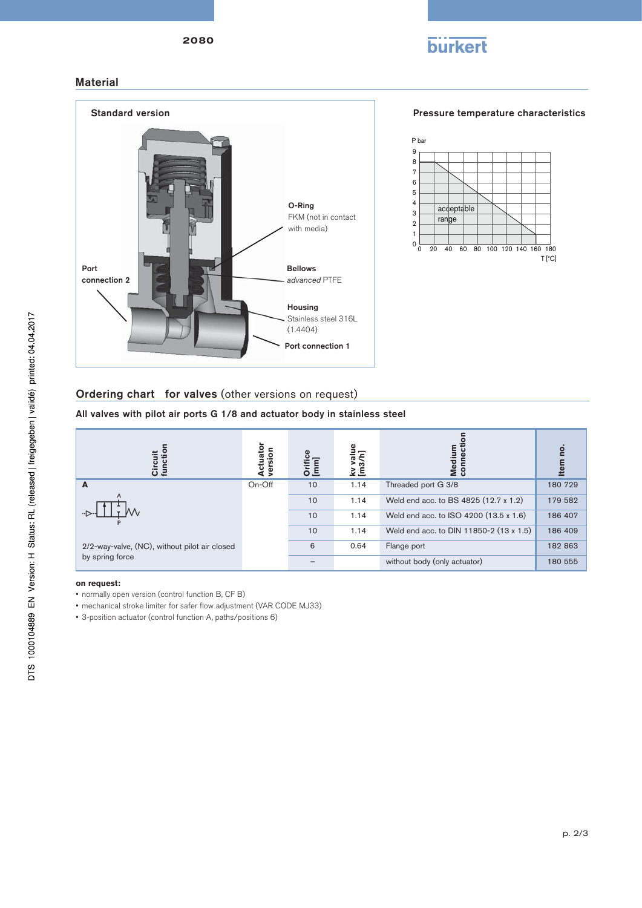## Material

### Standard version

Port connection 2

O-Ring
FKM (not in contact with media)

Bellows
*advanced* PTFE

Housing
Stainless steel 316L (1.4404)

Port connection 1

### Pressure temperature characteristics

P bar

acceptable range

T [°C]

## Ordering chart for valves (other versions on request)

**All valves with pilot air ports G 1/8 and actuator body in stainless steel**

| Circuit function | Actuator version | Orifice [mm] | kv value [m3/h] | Medium connection | Item no. |
|---|---|---|---|---|---|
| **A** 2/2-way-valve, (NC), without pilot air closed by spring force | On-Off | 10 | 1.14 | Threaded port G 3/8 | 180 729 |
| | | 10 | 1.14 | Weld end acc. to BS 4825 (12.7 x 1.2) | 179 582 |
| | | 10 | 1.14 | Weld end acc. to ISO 4200 (13.5 x 1.6) | 186 407 |
| | | 10 | 1.14 | Weld end acc. to DIN 11850-2 (13 x 1.5) | 186 409 |
| | | 6 | 0.64 | Flange port | 182 863 |
| | | – | | without body (only actuator) | 180 555 |

**on request:**

- normally open version (control function B, CF B)
- mechanical stroke limiter for safer flow adjustment (VAR CODE MJ33)
- 3-position actuator (control function A, paths/positions 6)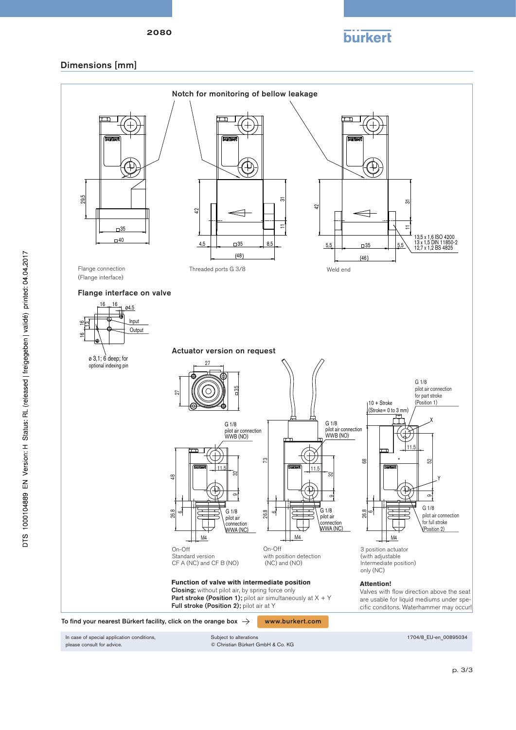## Dimensions [mm]

Notch for monitoring of bellow leakage

29.5

□35

□40

Flange connection
(Flange interface)

42

31

11

4,5

□35

8,5

(48)

Threaded ports G 3/8

42

31

11

5,5

□35

5,5

(46)

13,5 x 1,6 ISO 4200
13 x 1,5 DIN 11850-2
12,7 x 1,2 BS 4825

Weld end

### Flange interface on valve

16 16 ø4.5

16 16 13

Input

Output

ø 3,1; 6 deep; for optional indexing pin

### Actuator version on request

27

27

□35

G 1/8
pilot air connection
WWB (NO)

48

11.5

32

9

26.8

6

G 1/8
pilot air connection
WWA (NC)

M4

On-Off
Standard version
CF A (NC) and CF B (NO)

G 1/8
pilot air connection
WWB (NO)

73

11.5

32

9

26.8

6

G 1/8
pilot air connection
WWA (NC)

M4

On-Off
with position detection
(NC) and (NO)

G 1/8
pilot air connection
for part stroke
(Position 1)

10 + Stroke
(Stroke= 0 to 3 mm)

X

11.5

68

52

Y

9

26.8

6

G 1/8
pilot air connection
for full stroke
(Position 2)

M4

3 position actuator
(with adjustable
Intermediate position)
only (NC)

**Function of valve with intermediate position**
**Closing;** without pilot air, by spring force only
**Part stroke (Position 1);** pilot air simultaneously at X + Y
**Full stroke (Position 2);** pilot air at Y

**Attention!**
Valves with flow direction above the seat are usable for liquid mediums under specific conditons. Waterhammer may occur!

To find your nearest Bürkert facility, click on the orange box → www.burkert.com

In case of special application conditions, please consult for advice.

Subject to alterations
© Christian Bürkert GmbH & Co. KG

1704/8_EU-en_00895034